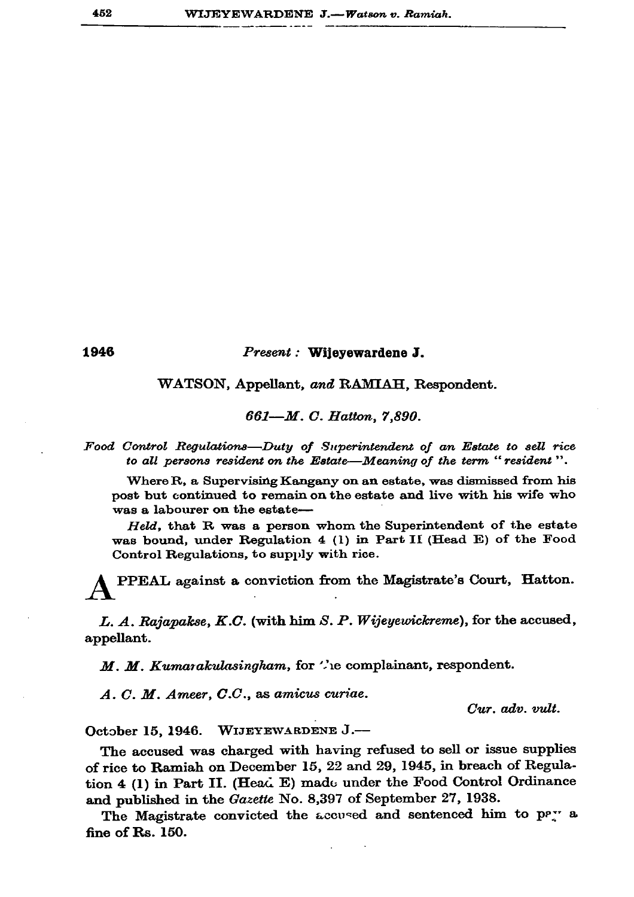1946 *Present :* **Wijeyewardene J.**

WATSON, Appellant, *and* RAMIAH, Respondent.

*661—M. C. Hatton, 7,890.*

*Food Control Regulations—Duty of Superintendent of an Estate to sell rice to all persons resident on the Estate—Meaning of the term "resident".*

Where R, a Supervising Kangany on an estate, was dismissed from his post but continued to remain on the estate and live with his wife who was a labourer on the estate—

*Held*, that R was a person whom the Superintendent of the estate was bound, under Regulation 4 (1) in Part II (Head E) of the Food Control Regulations, to supply with rice.

APPEAL against a conviction from the Magistrate's Court, Hatton.

*L. A. Rajapakse, K.C.* (with him *S. P. Wijeyewickreme*), for the accused, appellant.

*M. M. Kumarakulasingham*, for the complainant, respondent.

*A. C. M. Ameer, C.C.*, as *amicus curiae.*

*Cur. adv. vult.*

October 15, 1946. WIJEYEWARDENE J.—

The accused was charged with having refused to sell or issue supplies of rice to Ramiah on December 15, 22 and 29, 1945, in breach of Regulation 4 (1) in Part II. (Head E) made under the Food Control Ordinance and published in the *Gazette* No. 8,397 of September 27, 1938.

The Magistrate convicted the accused and sentenced him to pay a fine of Rs. 150.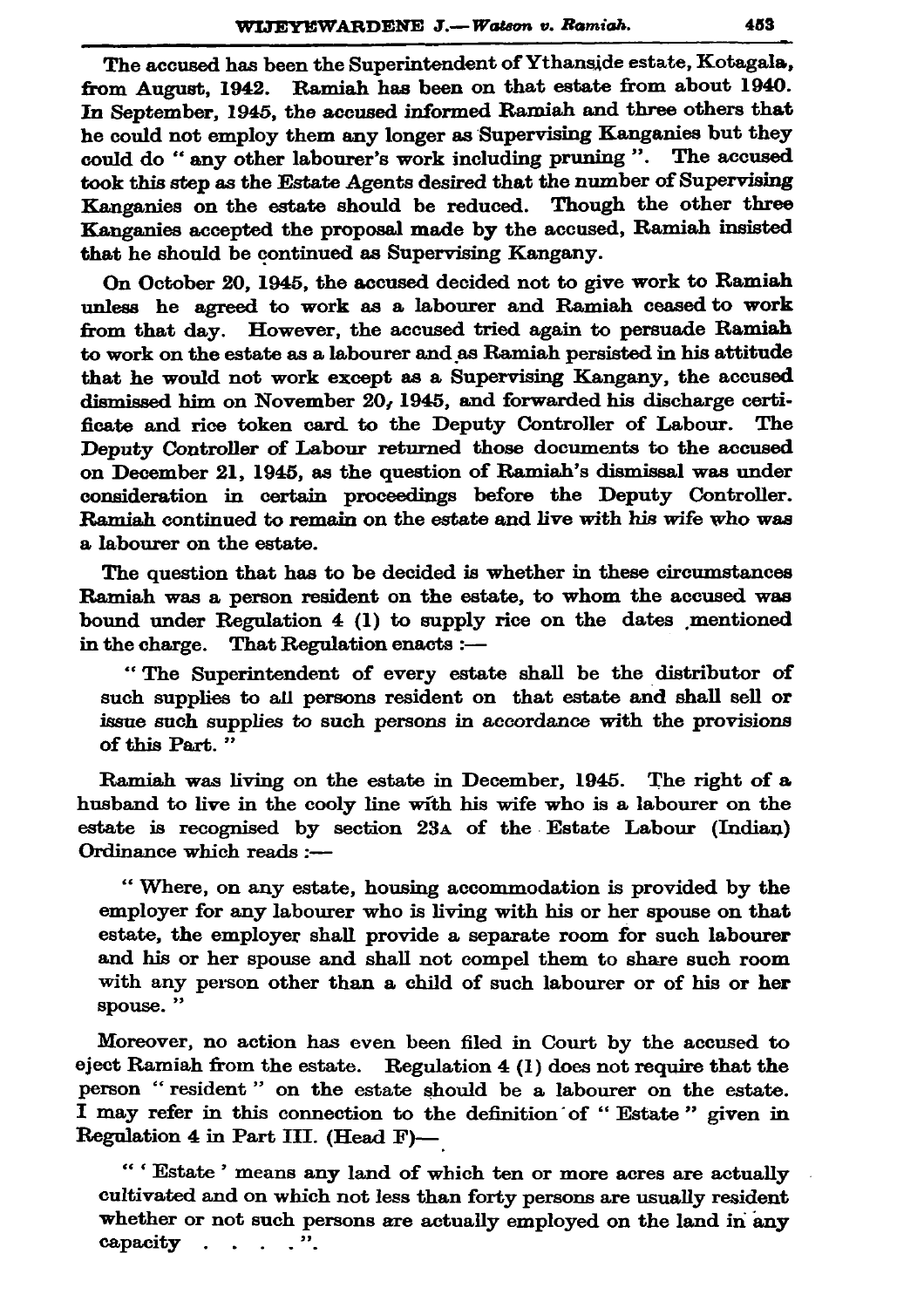The accused has been the Superintendent of Ythanside estate, Kotagala, from August, 1942. Ramiah has been on that estate from about 1940. In September, 1945, the accused informed Ramiah and three others that he could not employ them any longer as Supervising Kanganies but they could do " any other labourer's work including pruning ". The accused took this step as the Estate Agents desired that the number of Supervising Kanganies on the estate should be reduced. Though the other three Kanganies accepted the proposal made by the accused, Ramiah insisted that he should be continued as Supervising Kangany.

On October 20, 1945, the accused decided not to give work to Ramiah unless he agreed to work as a labourer and Ramiah ceased to work from that day. However, the accused tried again to persuade Ramiah to work on the estate as a labourer and as Ramiah persisted in his attitude that he would not work except as a Supervising Kangany, the accused dismissed him on November 20, 1945, and forwarded his discharge certificate and rice token card to the Deputy Controller of Labour. The Deputy Controller of Labour returned those documents to the accused on December 21, 1945, as the question of Ramiah's dismissal was under consideration in certain proceedings before the Deputy Controller. Ramiah continued to remain on the estate and live with his wife who was a labourer on the estate.

The question that has to be decided is whether in these circumstances Ramiah was a person resident on the estate, to whom the accused was bound under Regulation 4 (1) to supply rice on the dates mentioned in the charge. That Regulation enacts :—

> " The Superintendent of every estate shall be the distributor of such supplies to all persons resident on that estate and shall sell or issue such supplies to such persons in accordance with the provisions of this Part. "

Ramiah was living on the estate in December, 1945. The right of a husband to live in the cooly line with his wife who is a labourer on the estate is recognised by section 23A of the Estate Labour (Indian) Ordinance which reads :—

> " Where, on any estate, housing accommodation is provided by the employer for any labourer who is living with his or her spouse on that estate, the employer shall provide a separate room for such labourer and his or her spouse and shall not compel them to share such room with any person other than a child of such labourer or of his or her spouse. "

Moreover, no action has even been filed in Court by the accused to eject Ramiah from the estate. Regulation 4 (1) does not require that the person " resident " on the estate should be a labourer on the estate. I may refer in this connection to the definition of " Estate " given in Regulation 4 in Part III. (Head F)—

> " ' Estate ' means any land of which ten or more acres are actually cultivated and on which not less than forty persons are usually resident whether or not such persons are actually employed on the land in any capacity . . . . ".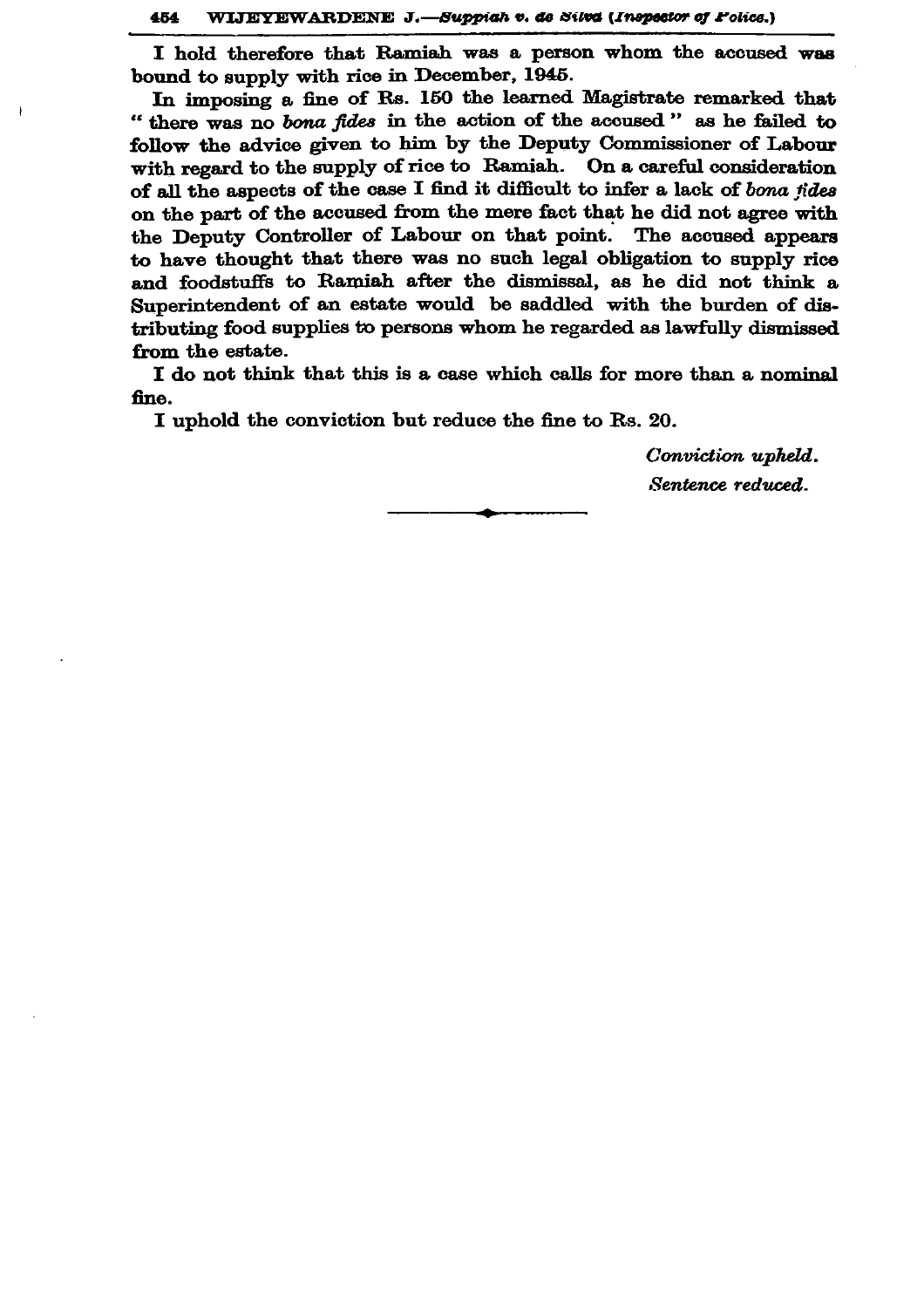I hold therefore that Ramiah was a person whom the accused was bound to supply with rice in December, 1945.

In imposing a fine of Rs. 150 the learned Magistrate remarked that " there was no *bona fides* in the action of the accused " as he failed to follow the advice given to him by the Deputy Commissioner of Labour with regard to the supply of rice to Ramiah. On a careful consideration of all the aspects of the case I find it difficult to infer a lack of *bona fides* on the part of the accused from the mere fact that he did not agree with the Deputy Controller of Labour on that point. The accused appears to have thought that there was no such legal obligation to supply rice and foodstuffs to Ramiah after the dismissal, as he did not think a Superintendent of an estate would be saddled with the burden of distributing food supplies to persons whom he regarded as lawfully dismissed from the estate.

I do not think that this is a case which calls for more than a nominal fine.

I uphold the conviction but reduce the fine to Rs. 20.

*Conviction upheld.*

*Sentence reduced.*